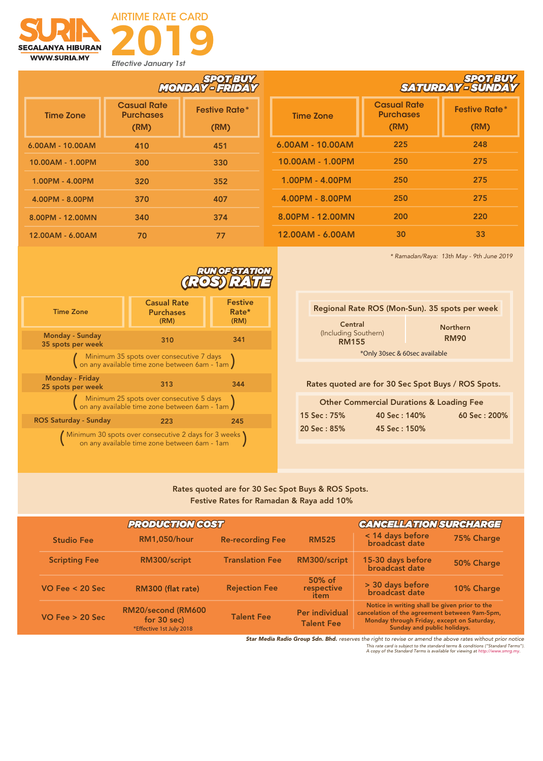# SURIA

**SEGALANYA HIBURAN**
**WWW.SURIA.MY**

## AIRTIME RATE CARD 2019

*Effective January 1st*

### SPOT BUY MONDAY - FRIDAY

| Time Zone | Casual Rate Purchases (RM) | Festive Rate* (RM) |
|---|---|---|
| 6.00AM - 10.00AM | 410 | 451 |
| 10.00AM - 1.00PM | 300 | 330 |
| 1.00PM - 4.00PM | 320 | 352 |
| 4.00PM - 8.00PM | 370 | 407 |
| 8.00PM - 12.00MN | 340 | 374 |
| 12.00AM - 6.00AM | 70 | 77 |

### SPOT BUY SATURDAY - SUNDAY

| Time Zone | Casual Rate Purchases (RM) | Festive Rate* (RM) |
|---|---|---|
| 6.00AM - 10.00AM | 225 | 248 |
| 10.00AM - 1.00PM | 250 | 275 |
| 1.00PM - 4.00PM | 250 | 275 |
| 4.00PM - 8.00PM | 250 | 275 |
| 8.00PM - 12.00MN | 200 | 220 |
| 12.00AM - 6.00AM | 30 | 33 |

*\* Ramadan/Raya: 13th May - 9th June 2019*

### RUN OF STATION (ROS) RATE

| Time Zone | Casual Rate Purchases (RM) | Festive Rate* (RM) |
|---|---|---|
| Monday - Sunday 35 spots per week | 310 | 341 |
| (Minimum 35 spots over consecutive 7 days on any available time zone between 6am - 1am) | | |
| Monday - Friday 25 spots per week | 313 | 344 |
| (Minimum 25 spots over consecutive 5 days on any available time zone between 6am - 1am) | | |
| ROS Saturday - Sunday | 223 | 245 |
| (Minimum 30 spots over consecutive 2 days for 3 weeks on any available time zone between 6am - 1am) | | |

### Regional Rate ROS (Mon-Sun). 35 spots per week

| Central (Including Southern) | Northern |
|---|---|
| RM155 | RM90 |

*Only 30sec & 60sec available

Rates quoted are for 30 Sec Spot Buys / ROS Spots.

### Other Commercial Durations & Loading Fee

| | | |
|---|---|---|
| 15 Sec : 75% | 40 Sec : 140% | 60 Sec : 200% |
| 20 Sec : 85% | 45 Sec : 150% | |

Rates quoted are for 30 Sec Spot Buys & ROS Spots.
Festive Rates for Ramadan & Raya add 10%

### PRODUCTION COST

| | | | |
|---|---|---|---|
| Studio Fee | RM1,050/hour | Re-recording Fee | RM525 |
| Scripting Fee | RM300/script | Translation Fee | RM300/script |
| VO Fee < 20 Sec | RM300 (flat rate) | Rejection Fee | 50% of respective item |
| VO Fee > 20 Sec | RM20/second (RM600 for 30 sec) *Effective 1st July 2018 | Talent Fee | Per individual Talent Fee |

### CANCELLATION SURCHARGE

| | |
|---|---|
| < 14 days before broadcast date | 75% Charge |
| 15-30 days before broadcast date | 50% Charge |
| > 30 days before broadcast date | 10% Charge |

Notice in writing shall be given prior to the cancelation of the agreement between 9am-5pm, Monday through Friday, except on Saturday, Sunday and public holidays.

***Star Media Radio Group Sdn. Bhd.*** *reserves the right to revise or amend the above rates without prior notice*

*This rate card is subject to the standard terms & conditions ("Standard Terms"). A copy of the Standard Terms is available for viewing at http://www.smrg.my.*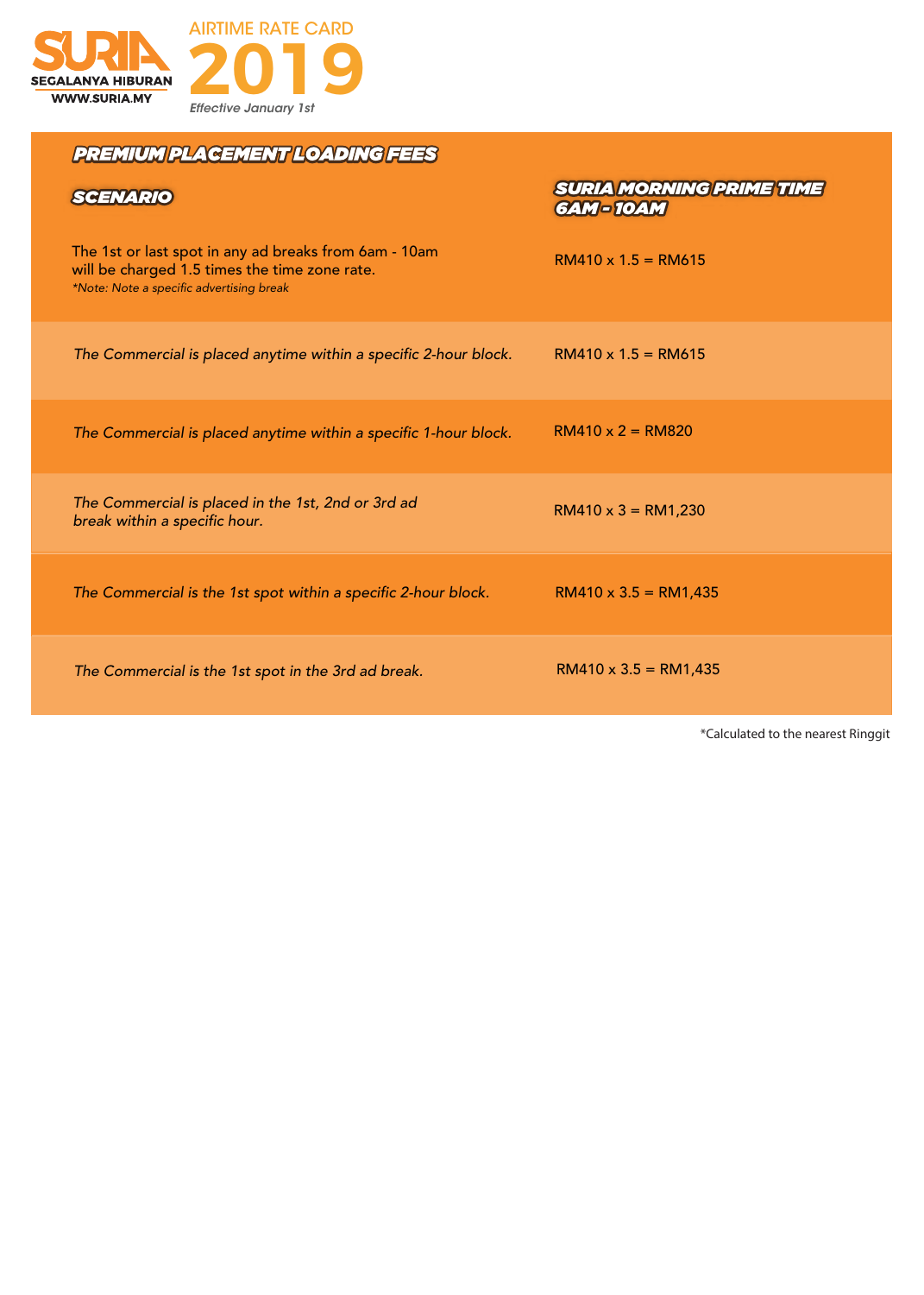SURIA
SEGALANYA HIBURAN
WWW.SURIA.MY

AIRTIME RATE CARD
# 2019
*Effective January 1st*

## *PREMIUM PLACEMENT LOADING FEES*

| *SCENARIO* | *SURIA MORNING PRIME TIME 6AM - 10AM* |
| --- | --- |
| The 1st or last spot in any ad breaks from 6am - 10am will be charged 1.5 times the time zone rate.<br>*\*Note: Note a specific advertising break* | RM410 x 1.5 = RM615 |
| *The Commercial is placed anytime within a specific 2-hour block.* | RM410 x 1.5 = RM615 |
| *The Commercial is placed anytime within a specific 1-hour block.* | RM410 x 2 = RM820 |
| *The Commercial is placed in the 1st, 2nd or 3rd ad break within a specific hour.* | RM410 x 3 = RM1,230 |
| *The Commercial is the 1st spot within a specific 2-hour block.* | RM410 x 3.5 = RM1,435 |
| *The Commercial is the 1st spot in the 3rd ad break.* | RM410 x 3.5 = RM1,435 |

*Calculated to the nearest Ringgit